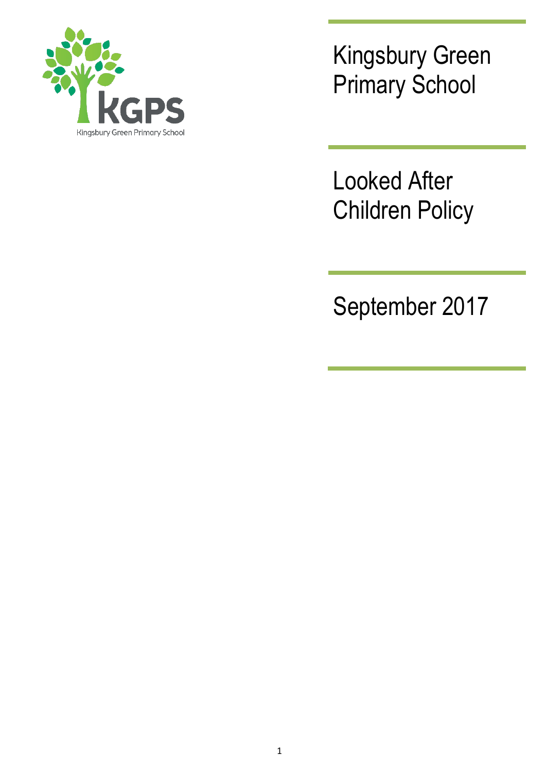# Kingsbury Green Primary School

# Looked After Children Policy

September 2017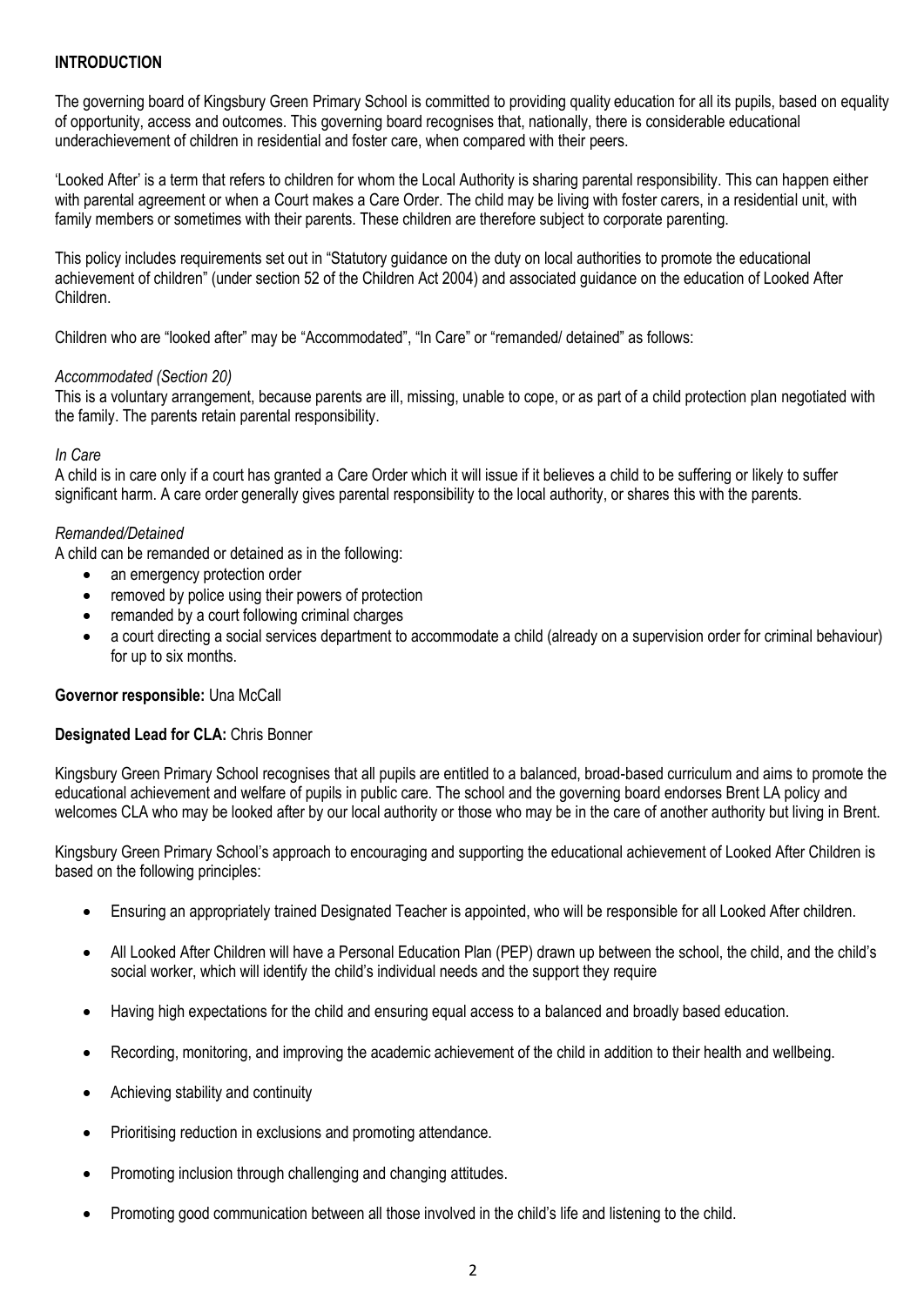## INTRODUCTION

The governing board of Kingsbury Green Primary School is committed to providing quality education for all its pupils, based on equality of opportunity, access and outcomes. This governing board recognises that, nationally, there is considerable educational underachievement of children in residential and foster care, when compared with their peers.

'Looked After' is a term that refers to children for whom the Local Authority is sharing parental responsibility. This can happen either with parental agreement or when a Court makes a Care Order. The child may be living with foster carers, in a residential unit, with family members or sometimes with their parents. These children are therefore subject to corporate parenting.

This policy includes requirements set out in "Statutory guidance on the duty on local authorities to promote the educational achievement of children" (under section 52 of the Children Act 2004) and associated guidance on the education of Looked After Children.

Children who are "looked after" may be "Accommodated", "In Care" or "remanded/ detained" as follows:

*Accommodated (Section 20)*
This is a voluntary arrangement, because parents are ill, missing, unable to cope, or as part of a child protection plan negotiated with the family. The parents retain parental responsibility.

*In Care*
A child is in care only if a court has granted a Care Order which it will issue if it believes a child to be suffering or likely to suffer significant harm. A care order generally gives parental responsibility to the local authority, or shares this with the parents.

*Remanded/Detained*
A child can be remanded or detained as in the following:

- an emergency protection order
- removed by police using their powers of protection
- remanded by a court following criminal charges
- a court directing a social services department to accommodate a child (already on a supervision order for criminal behaviour) for up to six months.

**Governor responsible:** Una McCall

**Designated Lead for CLA:** Chris Bonner

Kingsbury Green Primary School recognises that all pupils are entitled to a balanced, broad-based curriculum and aims to promote the educational achievement and welfare of pupils in public care. The school and the governing board endorses Brent LA policy and welcomes CLA who may be looked after by our local authority or those who may be in the care of another authority but living in Brent.

Kingsbury Green Primary School's approach to encouraging and supporting the educational achievement of Looked After Children is based on the following principles:

- Ensuring an appropriately trained Designated Teacher is appointed, who will be responsible for all Looked After children.
- All Looked After Children will have a Personal Education Plan (PEP) drawn up between the school, the child, and the child's social worker, which will identify the child's individual needs and the support they require
- Having high expectations for the child and ensuring equal access to a balanced and broadly based education.
- Recording, monitoring, and improving the academic achievement of the child in addition to their health and wellbeing.
- Achieving stability and continuity
- Prioritising reduction in exclusions and promoting attendance.
- Promoting inclusion through challenging and changing attitudes.
- Promoting good communication between all those involved in the child's life and listening to the child.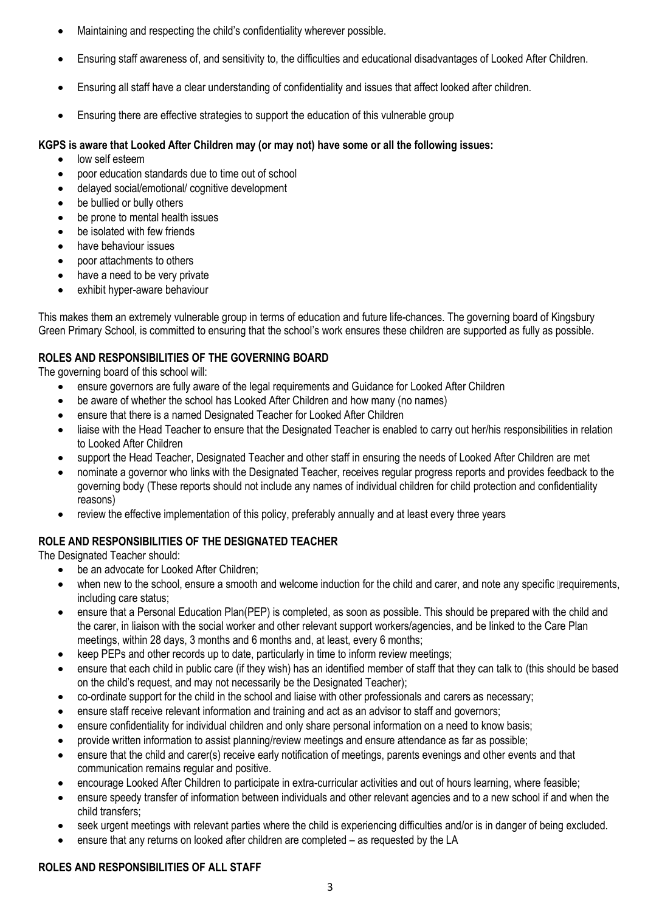- Maintaining and respecting the child's confidentiality wherever possible.
- Ensuring staff awareness of, and sensitivity to, the difficulties and educational disadvantages of Looked After Children.
- Ensuring all staff have a clear understanding of confidentiality and issues that affect looked after children.
- Ensuring there are effective strategies to support the education of this vulnerable group

**KGPS is aware that Looked After Children may (or may not) have some or all the following issues:**

- low self esteem
- poor education standards due to time out of school
- delayed social/emotional/ cognitive development
- be bullied or bully others
- be prone to mental health issues
- be isolated with few friends
- have behaviour issues
- poor attachments to others
- have a need to be very private
- exhibit hyper-aware behaviour

This makes them an extremely vulnerable group in terms of education and future life-chances. The governing board of Kingsbury Green Primary School, is committed to ensuring that the school's work ensures these children are supported as fully as possible.

**ROLES AND RESPONSIBILITIES OF THE GOVERNING BOARD**

The governing board of this school will:

- ensure governors are fully aware of the legal requirements and Guidance for Looked After Children
- be aware of whether the school has Looked After Children and how many (no names)
- ensure that there is a named Designated Teacher for Looked After Children
- liaise with the Head Teacher to ensure that the Designated Teacher is enabled to carry out her/his responsibilities in relation to Looked After Children
- support the Head Teacher, Designated Teacher and other staff in ensuring the needs of Looked After Children are met
- nominate a governor who links with the Designated Teacher, receives regular progress reports and provides feedback to the governing body (These reports should not include any names of individual children for child protection and confidentiality reasons)
- review the effective implementation of this policy, preferably annually and at least every three years

**ROLE AND RESPONSIBILITIES OF THE DESIGNATED TEACHER**

The Designated Teacher should:

- be an advocate for Looked After Children;
- when new to the school, ensure a smooth and welcome induction for the child and carer, and note any specific requirements, including care status;
- ensure that a Personal Education Plan(PEP) is completed, as soon as possible. This should be prepared with the child and the carer, in liaison with the social worker and other relevant support workers/agencies, and be linked to the Care Plan meetings, within 28 days, 3 months and 6 months and, at least, every 6 months;
- keep PEPs and other records up to date, particularly in time to inform review meetings;
- ensure that each child in public care (if they wish) has an identified member of staff that they can talk to (this should be based on the child's request, and may not necessarily be the Designated Teacher);
- co-ordinate support for the child in the school and liaise with other professionals and carers as necessary;
- ensure staff receive relevant information and training and act as an advisor to staff and governors;
- ensure confidentiality for individual children and only share personal information on a need to know basis;
- provide written information to assist planning/review meetings and ensure attendance as far as possible;
- ensure that the child and carer(s) receive early notification of meetings, parents evenings and other events and that communication remains regular and positive.
- encourage Looked After Children to participate in extra-curricular activities and out of hours learning, where feasible;
- ensure speedy transfer of information between individuals and other relevant agencies and to a new school if and when the child transfers;
- seek urgent meetings with relevant parties where the child is experiencing difficulties and/or is in danger of being excluded.
- ensure that any returns on looked after children are completed – as requested by the LA

**ROLES AND RESPONSIBILITIES OF ALL STAFF**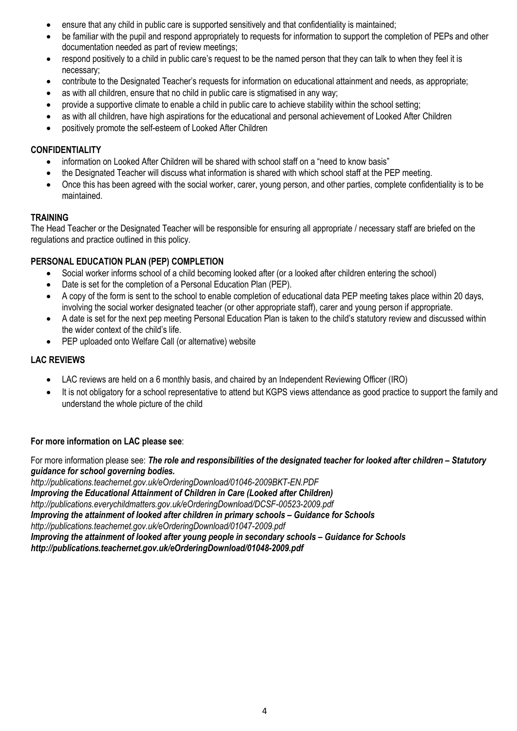- ensure that any child in public care is supported sensitively and that confidentiality is maintained;
- be familiar with the pupil and respond appropriately to requests for information to support the completion of PEPs and other documentation needed as part of review meetings;
- respond positively to a child in public care's request to be the named person that they can talk to when they feel it is necessary;
- contribute to the Designated Teacher's requests for information on educational attainment and needs, as appropriate;
- as with all children, ensure that no child in public care is stigmatised in any way;
- provide a supportive climate to enable a child in public care to achieve stability within the school setting;
- as with all children, have high aspirations for the educational and personal achievement of Looked After Children
- positively promote the self-esteem of Looked After Children

## CONFIDENTIALITY

- information on Looked After Children will be shared with school staff on a "need to know basis"
- the Designated Teacher will discuss what information is shared with which school staff at the PEP meeting.
- Once this has been agreed with the social worker, carer, young person, and other parties, complete confidentiality is to be maintained.

## TRAINING

The Head Teacher or the Designated Teacher will be responsible for ensuring all appropriate / necessary staff are briefed on the regulations and practice outlined in this policy.

## PERSONAL EDUCATION PLAN (PEP) COMPLETION

- Social worker informs school of a child becoming looked after (or a looked after children entering the school)
- Date is set for the completion of a Personal Education Plan (PEP).
- A copy of the form is sent to the school to enable completion of educational data PEP meeting takes place within 20 days, involving the social worker designated teacher (or other appropriate staff), carer and young person if appropriate.
- A date is set for the next pep meeting Personal Education Plan is taken to the child's statutory review and discussed within the wider context of the child's life.
- PEP uploaded onto Welfare Call (or alternative) website

## LAC REVIEWS

- LAC reviews are held on a 6 monthly basis, and chaired by an Independent Reviewing Officer (IRO)
- It is not obligatory for a school representative to attend but KGPS views attendance as good practice to support the family and understand the whole picture of the child

**For more information on LAC please see**:

For more information please see: ***The role and responsibilities of the designated teacher for looked after children – Statutory guidance for school governing bodies.***

*http://publications.teachernet.gov.uk/eOrderingDownload/01046-2009BKT-EN.PDF*

***Improving the Educational Attainment of Children in Care (Looked after Children)***

*http://publications.everychildmatters.gov.uk/eOrderingDownload/DCSF-00523-2009.pdf*

***Improving the attainment of looked after children in primary schools – Guidance for Schools***

*http://publications.teachernet.gov.uk/eOrderingDownload/01047-2009.pdf*

***Improving the attainment of looked after young people in secondary schools – Guidance for Schools***

***http://publications.teachernet.gov.uk/eOrderingDownload/01048-2009.pdf***